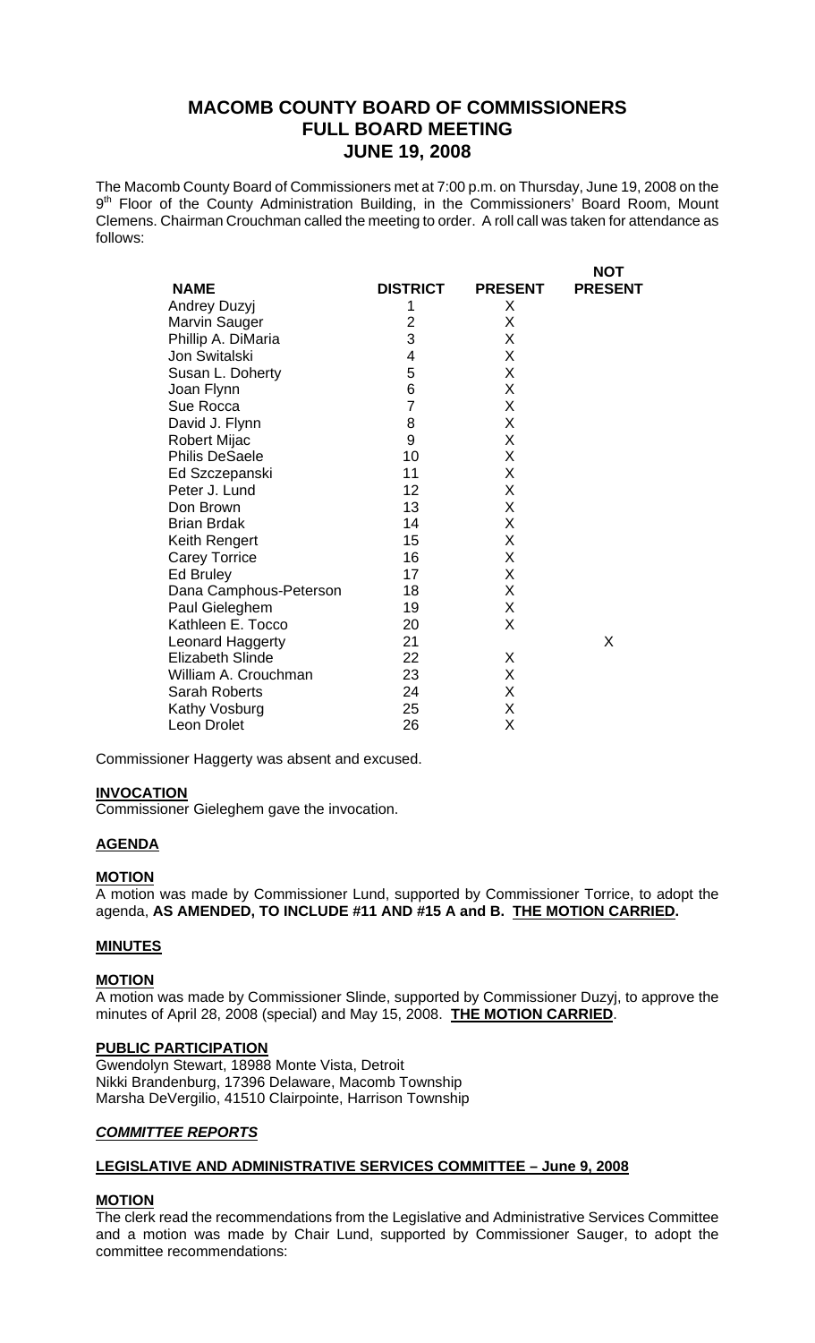# MACOMB COUNTY BOARD OF COMMISSIONERS
# FULL BOARD MEETING
# JUNE 19, 2008

The Macomb County Board of Commissioners met at 7:00 p.m. on Thursday, June 19, 2008 on the 9th Floor of the County Administration Building, in the Commissioners' Board Room, Mount Clemens. Chairman Crouchman called the meeting to order. A roll call was taken for attendance as follows:

| NAME | DISTRICT | PRESENT | NOT PRESENT |
|---|---|---|---|
| Andrey Duzyj | 1 | X | |
| Marvin Sauger | 2 | X | |
| Phillip A. DiMaria | 3 | X | |
| Jon Switalski | 4 | X | |
| Susan L. Doherty | 5 | X | |
| Joan Flynn | 6 | X | |
| Sue Rocca | 7 | X | |
| David J. Flynn | 8 | X | |
| Robert Mijac | 9 | X | |
| Philis DeSaele | 10 | X | |
| Ed Szczepanski | 11 | X | |
| Peter J. Lund | 12 | X | |
| Don Brown | 13 | X | |
| Brian Brdak | 14 | X | |
| Keith Rengert | 15 | X | |
| Carey Torrice | 16 | X | |
| Ed Bruley | 17 | X | |
| Dana Camphous-Peterson | 18 | X | |
| Paul Gieleghem | 19 | X | |
| Kathleen E. Tocco | 20 | X | |
| Leonard Haggerty | 21 | | X |
| Elizabeth Slinde | 22 | X | |
| William A. Crouchman | 23 | X | |
| Sarah Roberts | 24 | X | |
| Kathy Vosburg | 25 | X | |
| Leon Drolet | 26 | X | |

Commissioner Haggerty was absent and excused.

**INVOCATION**

Commissioner Gieleghem gave the invocation.

**AGENDA**

**MOTION**

A motion was made by Commissioner Lund, supported by Commissioner Torrice, to adopt the agenda, **AS AMENDED, TO INCLUDE #11 AND #15 A and B. THE MOTION CARRIED.**

**MINUTES**

**MOTION**

A motion was made by Commissioner Slinde, supported by Commissioner Duzyj, to approve the minutes of April 28, 2008 (special) and May 15, 2008. **THE MOTION CARRIED**.

**PUBLIC PARTICIPATION**

Gwendolyn Stewart, 18988 Monte Vista, Detroit
Nikki Brandenburg, 17396 Delaware, Macomb Township
Marsha DeVergilio, 41510 Clairpointe, Harrison Township

***COMMITTEE REPORTS***

**LEGISLATIVE AND ADMINISTRATIVE SERVICES COMMITTEE – June 9, 2008**

**MOTION**

The clerk read the recommendations from the Legislative and Administrative Services Committee and a motion was made by Chair Lund, supported by Commissioner Sauger, to adopt the committee recommendations: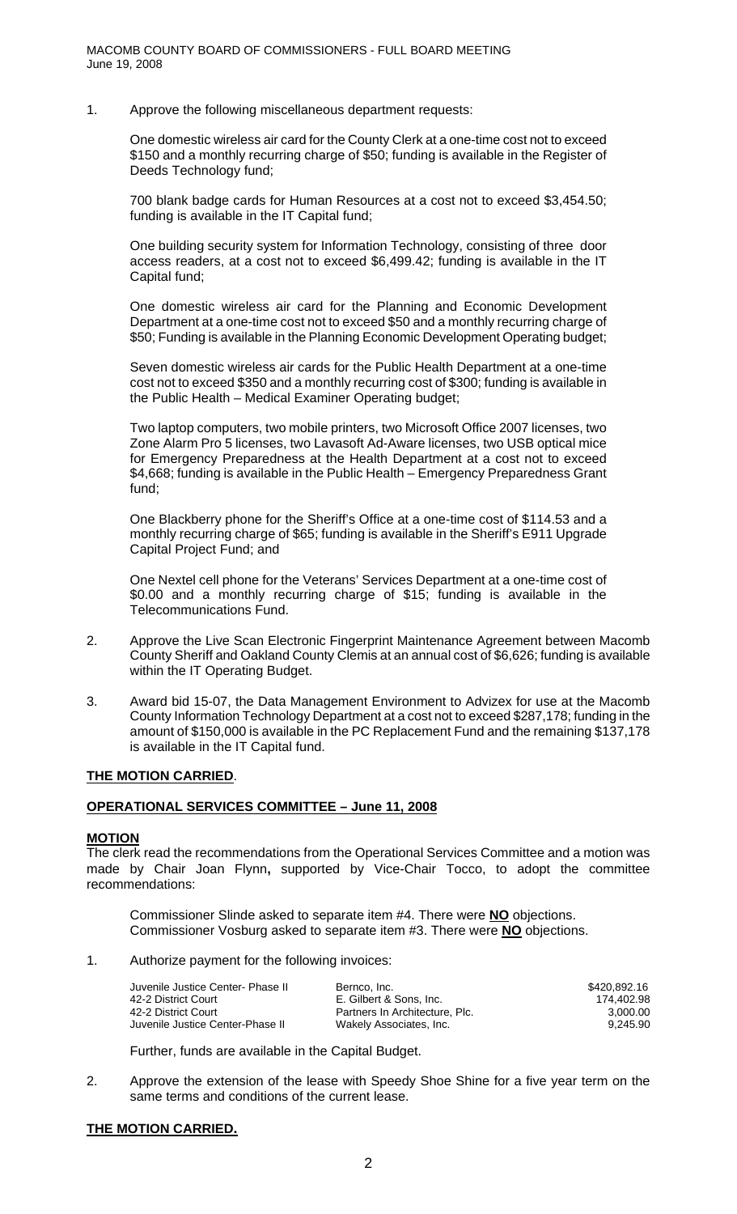1. Approve the following miscellaneous department requests:

   One domestic wireless air card for the County Clerk at a one-time cost not to exceed $150 and a monthly recurring charge of $50; funding is available in the Register of Deeds Technology fund;

   700 blank badge cards for Human Resources at a cost not to exceed $3,454.50; funding is available in the IT Capital fund;

   One building security system for Information Technology, consisting of three door access readers, at a cost not to exceed $6,499.42; funding is available in the IT Capital fund;

   One domestic wireless air card for the Planning and Economic Development Department at a one-time cost not to exceed $50 and a monthly recurring charge of $50; Funding is available in the Planning Economic Development Operating budget;

   Seven domestic wireless air cards for the Public Health Department at a one-time cost not to exceed $350 and a monthly recurring cost of $300; funding is available in the Public Health – Medical Examiner Operating budget;

   Two laptop computers, two mobile printers, two Microsoft Office 2007 licenses, two Zone Alarm Pro 5 licenses, two Lavasoft Ad-Aware licenses, two USB optical mice for Emergency Preparedness at the Health Department at a cost not to exceed $4,668; funding is available in the Public Health – Emergency Preparedness Grant fund;

   One Blackberry phone for the Sheriff's Office at a one-time cost of $114.53 and a monthly recurring charge of $65; funding is available in the Sheriff's E911 Upgrade Capital Project Fund; and

   One Nextel cell phone for the Veterans' Services Department at a one-time cost of $0.00 and a monthly recurring charge of $15; funding is available in the Telecommunications Fund.

2. Approve the Live Scan Electronic Fingerprint Maintenance Agreement between Macomb County Sheriff and Oakland County Clemis at an annual cost of $6,626; funding is available within the IT Operating Budget.

3. Award bid 15-07, the Data Management Environment to Advizex for use at the Macomb County Information Technology Department at a cost not to exceed $287,178; funding in the amount of $150,000 is available in the PC Replacement Fund and the remaining $137,178 is available in the IT Capital fund.

**THE MOTION CARRIED**.

**OPERATIONAL SERVICES COMMITTEE – June 11, 2008**

**MOTION**

The clerk read the recommendations from the Operational Services Committee and a motion was made by Chair Joan Flynn**,** supported by Vice-Chair Tocco, to adopt the committee recommendations:

Commissioner Slinde asked to separate item #4. There were **NO** objections.
Commissioner Vosburg asked to separate item #3. There were **NO** objections.

1. Authorize payment for the following invoices:

| | | |
|---|---|---|
| Juvenile Justice Center- Phase II | Bernco, Inc. | $420,892.16 |
| 42-2 District Court | E. Gilbert & Sons, Inc. | 174,402.98 |
| 42-2 District Court | Partners In Architecture, Plc. | 3,000.00 |
| Juvenile Justice Center-Phase II | Wakely Associates, Inc. | 9,245.90 |

   Further, funds are available in the Capital Budget.

2. Approve the extension of the lease with Speedy Shoe Shine for a five year term on the same terms and conditions of the current lease.

**THE MOTION CARRIED.**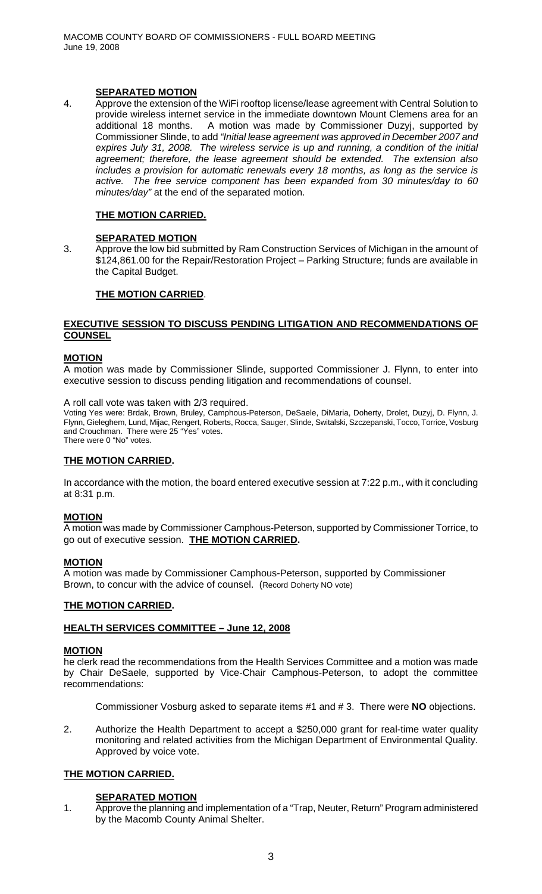**SEPARATED MOTION**

4. Approve the extension of the WiFi rooftop license/lease agreement with Central Solution to provide wireless internet service in the immediate downtown Mount Clemens area for an additional 18 months. A motion was made by Commissioner Duzyj, supported by Commissioner Slinde, to add *"Initial lease agreement was approved in December 2007 and expires July 31, 2008. The wireless service is up and running, a condition of the initial agreement; therefore, the lease agreement should be extended. The extension also includes a provision for automatic renewals every 18 months, as long as the service is active. The free service component has been expanded from 30 minutes/day to 60 minutes/day"* at the end of the separated motion.

**THE MOTION CARRIED.**

**SEPARATED MOTION**

3. Approve the low bid submitted by Ram Construction Services of Michigan in the amount of $124,861.00 for the Repair/Restoration Project – Parking Structure; funds are available in the Capital Budget.

**THE MOTION CARRIED**.

## EXECUTIVE SESSION TO DISCUSS PENDING LITIGATION AND RECOMMENDATIONS OF COUNSEL

**MOTION**

A motion was made by Commissioner Slinde, supported Commissioner J. Flynn, to enter into executive session to discuss pending litigation and recommendations of counsel.

A roll call vote was taken with 2/3 required.

Voting Yes were: Brdak, Brown, Bruley, Camphous-Peterson, DeSaele, DiMaria, Doherty, Drolet, Duzyj, D. Flynn, J. Flynn, Gieleghem, Lund, Mijac, Rengert, Roberts, Rocca, Sauger, Slinde, Switalski, Szczepanski, Tocco, Torrice, Vosburg and Crouchman. There were 25 "Yes" votes.
There were 0 "No" votes.

**THE MOTION CARRIED.**

In accordance with the motion, the board entered executive session at 7:22 p.m., with it concluding at 8:31 p.m.

**MOTION**

A motion was made by Commissioner Camphous-Peterson, supported by Commissioner Torrice, to go out of executive session. **THE MOTION CARRIED.**

**MOTION**

A motion was made by Commissioner Camphous-Peterson, supported by Commissioner Brown, to concur with the advice of counsel. (Record Doherty NO vote)

**THE MOTION CARRIED.**

## HEALTH SERVICES COMMITTEE – June 12, 2008

**MOTION**

he clerk read the recommendations from the Health Services Committee and a motion was made by Chair DeSaele, supported by Vice-Chair Camphous-Peterson, to adopt the committee recommendations:

Commissioner Vosburg asked to separate items #1 and # 3. There were **NO** objections.

2. Authorize the Health Department to accept a $250,000 grant for real-time water quality monitoring and related activities from the Michigan Department of Environmental Quality. Approved by voice vote.

**THE MOTION CARRIED.**

**SEPARATED MOTION**

1. Approve the planning and implementation of a "Trap, Neuter, Return" Program administered by the Macomb County Animal Shelter.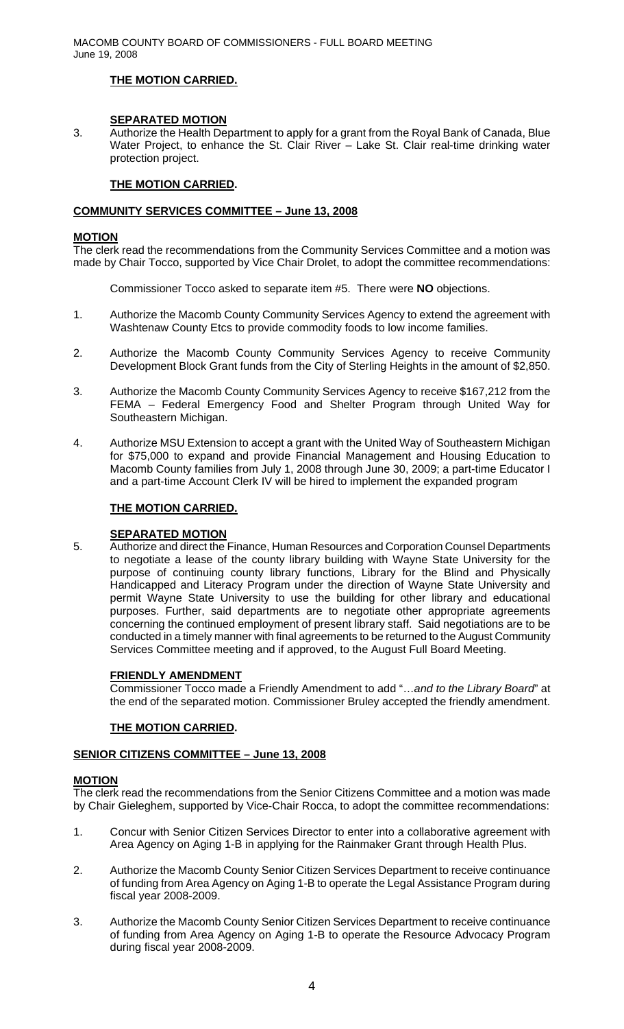**THE MOTION CARRIED.**

**SEPARATED MOTION**

3. Authorize the Health Department to apply for a grant from the Royal Bank of Canada, Blue Water Project, to enhance the St. Clair River – Lake St. Clair real-time drinking water protection project.

**THE MOTION CARRIED.**

**COMMUNITY SERVICES COMMITTEE – June 13, 2008**

**MOTION**

The clerk read the recommendations from the Community Services Committee and a motion was made by Chair Tocco, supported by Vice Chair Drolet, to adopt the committee recommendations:

Commissioner Tocco asked to separate item #5. There were **NO** objections.

1. Authorize the Macomb County Community Services Agency to extend the agreement with Washtenaw County Etcs to provide commodity foods to low income families.

2. Authorize the Macomb County Community Services Agency to receive Community Development Block Grant funds from the City of Sterling Heights in the amount of $2,850.

3. Authorize the Macomb County Community Services Agency to receive $167,212 from the FEMA – Federal Emergency Food and Shelter Program through United Way for Southeastern Michigan.

4. Authorize MSU Extension to accept a grant with the United Way of Southeastern Michigan for $75,000 to expand and provide Financial Management and Housing Education to Macomb County families from July 1, 2008 through June 30, 2009; a part-time Educator I and a part-time Account Clerk IV will be hired to implement the expanded program

**THE MOTION CARRIED.**

**SEPARATED MOTION**

5. Authorize and direct the Finance, Human Resources and Corporation Counsel Departments to negotiate a lease of the county library building with Wayne State University for the purpose of continuing county library functions, Library for the Blind and Physically Handicapped and Literacy Program under the direction of Wayne State University and permit Wayne State University to use the building for other library and educational purposes. Further, said departments are to negotiate other appropriate agreements concerning the continued employment of present library staff. Said negotiations are to be conducted in a timely manner with final agreements to be returned to the August Community Services Committee meeting and if approved, to the August Full Board Meeting.

**FRIENDLY AMENDMENT**

Commissioner Tocco made a Friendly Amendment to add "…*and to the Library Board*" at the end of the separated motion. Commissioner Bruley accepted the friendly amendment.

**THE MOTION CARRIED.**

**SENIOR CITIZENS COMMITTEE – June 13, 2008**

**MOTION**

The clerk read the recommendations from the Senior Citizens Committee and a motion was made by Chair Gieleghem, supported by Vice-Chair Rocca, to adopt the committee recommendations:

1. Concur with Senior Citizen Services Director to enter into a collaborative agreement with Area Agency on Aging 1-B in applying for the Rainmaker Grant through Health Plus.

2. Authorize the Macomb County Senior Citizen Services Department to receive continuance of funding from Area Agency on Aging 1-B to operate the Legal Assistance Program during fiscal year 2008-2009.

3. Authorize the Macomb County Senior Citizen Services Department to receive continuance of funding from Area Agency on Aging 1-B to operate the Resource Advocacy Program during fiscal year 2008-2009.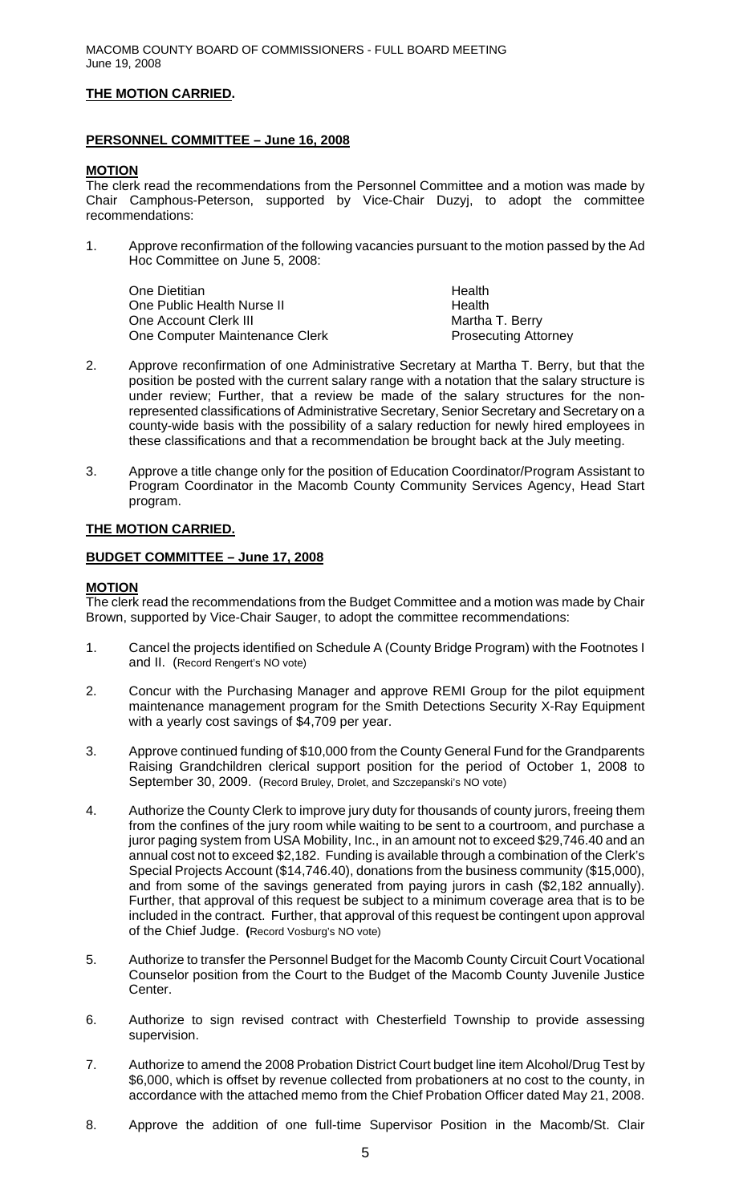**THE MOTION CARRIED.**

**PERSONNEL COMMITTEE – June 16, 2008**

**MOTION**

The clerk read the recommendations from the Personnel Committee and a motion was made by Chair Camphous-Peterson, supported by Vice-Chair Duzyj, to adopt the committee recommendations:

1. Approve reconfirmation of the following vacancies pursuant to the motion passed by the Ad Hoc Committee on June 5, 2008:

| | |
|---|---|
| One Dietitian | Health |
| One Public Health Nurse II | Health |
| One Account Clerk III | Martha T. Berry |
| One Computer Maintenance Clerk | Prosecuting Attorney |

2. Approve reconfirmation of one Administrative Secretary at Martha T. Berry, but that the position be posted with the current salary range with a notation that the salary structure is under review; Further, that a review be made of the salary structures for the non-represented classifications of Administrative Secretary, Senior Secretary and Secretary on a county-wide basis with the possibility of a salary reduction for newly hired employees in these classifications and that a recommendation be brought back at the July meeting.

3. Approve a title change only for the position of Education Coordinator/Program Assistant to Program Coordinator in the Macomb County Community Services Agency, Head Start program.

**THE MOTION CARRIED.**

**BUDGET COMMITTEE – June 17, 2008**

**MOTION**

The clerk read the recommendations from the Budget Committee and a motion was made by Chair Brown, supported by Vice-Chair Sauger, to adopt the committee recommendations:

1. Cancel the projects identified on Schedule A (County Bridge Program) with the Footnotes I and II. (Record Rengert's NO vote)

2. Concur with the Purchasing Manager and approve REMI Group for the pilot equipment maintenance management program for the Smith Detections Security X-Ray Equipment with a yearly cost savings of $4,709 per year.

3. Approve continued funding of $10,000 from the County General Fund for the Grandparents Raising Grandchildren clerical support position for the period of October 1, 2008 to September 30, 2009. (Record Bruley, Drolet, and Szczepanski's NO vote)

4. Authorize the County Clerk to improve jury duty for thousands of county jurors, freeing them from the confines of the jury room while waiting to be sent to a courtroom, and purchase a juror paging system from USA Mobility, Inc., in an amount not to exceed $29,746.40 and an annual cost not to exceed $2,182. Funding is available through a combination of the Clerk's Special Projects Account ($14,746.40), donations from the business community ($15,000), and from some of the savings generated from paying jurors in cash ($2,182 annually). Further, that approval of this request be subject to a minimum coverage area that is to be included in the contract. Further, that approval of this request be contingent upon approval of the Chief Judge. (Record Vosburg's NO vote)

5. Authorize to transfer the Personnel Budget for the Macomb County Circuit Court Vocational Counselor position from the Court to the Budget of the Macomb County Juvenile Justice Center.

6. Authorize to sign revised contract with Chesterfield Township to provide assessing supervision.

7. Authorize to amend the 2008 Probation District Court budget line item Alcohol/Drug Test by $6,000, which is offset by revenue collected from probationers at no cost to the county, in accordance with the attached memo from the Chief Probation Officer dated May 21, 2008.

8. Approve the addition of one full-time Supervisor Position in the Macomb/St. Clair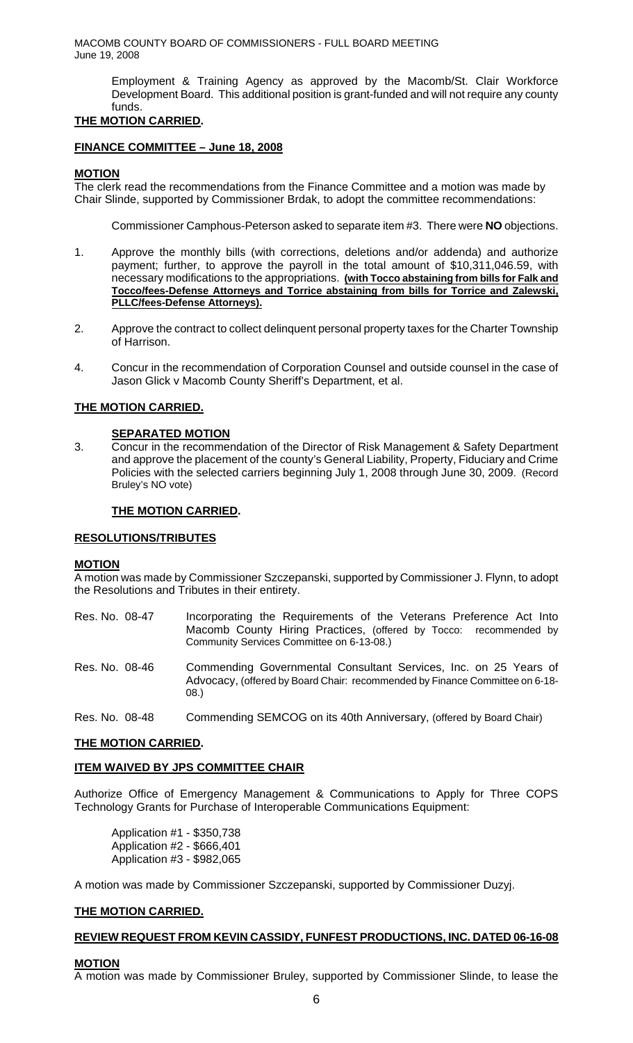Employment & Training Agency as approved by the Macomb/St. Clair Workforce Development Board. This additional position is grant-funded and will not require any county funds.

**THE MOTION CARRIED.**

**FINANCE COMMITTEE – June 18, 2008**

**MOTION**

The clerk read the recommendations from the Finance Committee and a motion was made by Chair Slinde, supported by Commissioner Brdak, to adopt the committee recommendations:

Commissioner Camphous-Peterson asked to separate item #3. There were **NO** objections.

1. Approve the monthly bills (with corrections, deletions and/or addenda) and authorize payment; further, to approve the payroll in the total amount of $10,311,046.59, with necessary modifications to the appropriations. **(with Tocco abstaining from bills for Falk and Tocco/fees-Defense Attorneys and Torrice abstaining from bills for Torrice and Zalewski, PLLC/fees-Defense Attorneys).**

2. Approve the contract to collect delinquent personal property taxes for the Charter Township of Harrison.

4. Concur in the recommendation of Corporation Counsel and outside counsel in the case of Jason Glick v Macomb County Sheriff's Department, et al.

**THE MOTION CARRIED.**

**SEPARATED MOTION**

3. Concur in the recommendation of the Director of Risk Management & Safety Department and approve the placement of the county's General Liability, Property, Fiduciary and Crime Policies with the selected carriers beginning July 1, 2008 through June 30, 2009. (Record Bruley's NO vote)

**THE MOTION CARRIED.**

**RESOLUTIONS/TRIBUTES**

**MOTION**

A motion was made by Commissioner Szczepanski, supported by Commissioner J. Flynn, to adopt the Resolutions and Tributes in their entirety.

Res. No. 08-47 Incorporating the Requirements of the Veterans Preference Act Into Macomb County Hiring Practices, (offered by Tocco: recommended by Community Services Committee on 6-13-08.)

Res. No. 08-46 Commending Governmental Consultant Services, Inc. on 25 Years of Advocacy, (offered by Board Chair: recommended by Finance Committee on 6-18-08.)

Res. No. 08-48 Commending SEMCOG on its 40th Anniversary, (offered by Board Chair)

**THE MOTION CARRIED.**

**ITEM WAIVED BY JPS COMMITTEE CHAIR**

Authorize Office of Emergency Management & Communications to Apply for Three COPS Technology Grants for Purchase of Interoperable Communications Equipment:

Application #1 - $350,738
Application #2 - $666,401
Application #3 - $982,065

A motion was made by Commissioner Szczepanski, supported by Commissioner Duzyj.

**THE MOTION CARRIED.**

**REVIEW REQUEST FROM KEVIN CASSIDY, FUNFEST PRODUCTIONS, INC. DATED 06-16-08**

**MOTION**

A motion was made by Commissioner Bruley, supported by Commissioner Slinde, to lease the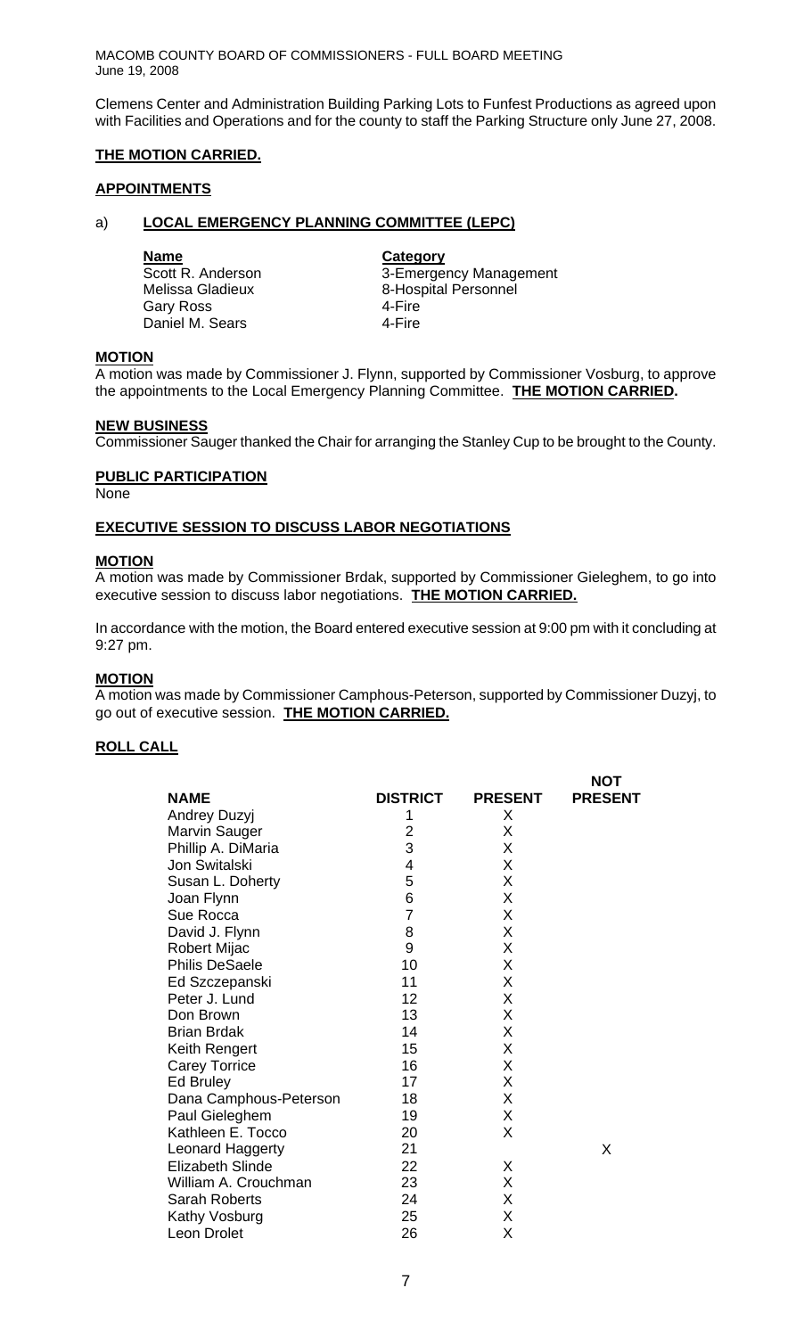Clemens Center and Administration Building Parking Lots to Funfest Productions as agreed upon with Facilities and Operations and for the county to staff the Parking Structure only June 27, 2008.

**THE MOTION CARRIED.**

## APPOINTMENTS

### a) LOCAL EMERGENCY PLANNING COMMITTEE (LEPC)

| Name | Category |
|---|---|
| Scott R. Anderson | 3-Emergency Management |
| Melissa Gladieux | 8-Hospital Personnel |
| Gary Ross | 4-Fire |
| Daniel M. Sears | 4-Fire |

**MOTION**

A motion was made by Commissioner J. Flynn, supported by Commissioner Vosburg, to approve the appointments to the Local Emergency Planning Committee. **THE MOTION CARRIED.**

**NEW BUSINESS**

Commissioner Sauger thanked the Chair for arranging the Stanley Cup to be brought to the County.

**PUBLIC PARTICIPATION**

None

**EXECUTIVE SESSION TO DISCUSS LABOR NEGOTIATIONS**

**MOTION**

A motion was made by Commissioner Brdak, supported by Commissioner Gieleghem, to go into executive session to discuss labor negotiations. **THE MOTION CARRIED.**

In accordance with the motion, the Board entered executive session at 9:00 pm with it concluding at 9:27 pm.

**MOTION**

A motion was made by Commissioner Camphous-Peterson, supported by Commissioner Duzyj, to go out of executive session. **THE MOTION CARRIED.**

**ROLL CALL**

| NAME | DISTRICT | PRESENT | NOT PRESENT |
|---|---|---|---|
| Andrey Duzyj | 1 | X | |
| Marvin Sauger | 2 | X | |
| Phillip A. DiMaria | 3 | X | |
| Jon Switalski | 4 | X | |
| Susan L. Doherty | 5 | X | |
| Joan Flynn | 6 | X | |
| Sue Rocca | 7 | X | |
| David J. Flynn | 8 | X | |
| Robert Mijac | 9 | X | |
| Philis DeSaele | 10 | X | |
| Ed Szczepanski | 11 | X | |
| Peter J. Lund | 12 | X | |
| Don Brown | 13 | X | |
| Brian Brdak | 14 | X | |
| Keith Rengert | 15 | X | |
| Carey Torrice | 16 | X | |
| Ed Bruley | 17 | X | |
| Dana Camphous-Peterson | 18 | X | |
| Paul Gieleghem | 19 | X | |
| Kathleen E. Tocco | 20 | X | |
| Leonard Haggerty | 21 | | X |
| Elizabeth Slinde | 22 | X | |
| William A. Crouchman | 23 | X | |
| Sarah Roberts | 24 | X | |
| Kathy Vosburg | 25 | X | |
| Leon Drolet | 26 | X | |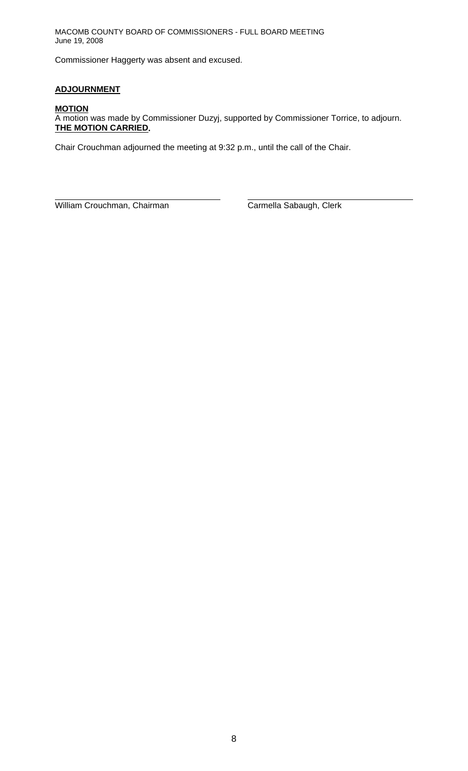Commissioner Haggerty was absent and excused.

**ADJOURNMENT**

**MOTION**

A motion was made by Commissioner Duzyj, supported by Commissioner Torrice, to adjourn. **THE MOTION CARRIED.**

Chair Crouchman adjourned the meeting at 9:32 p.m., until the call of the Chair.

William Crouchman, Chairman

Carmella Sabaugh, Clerk